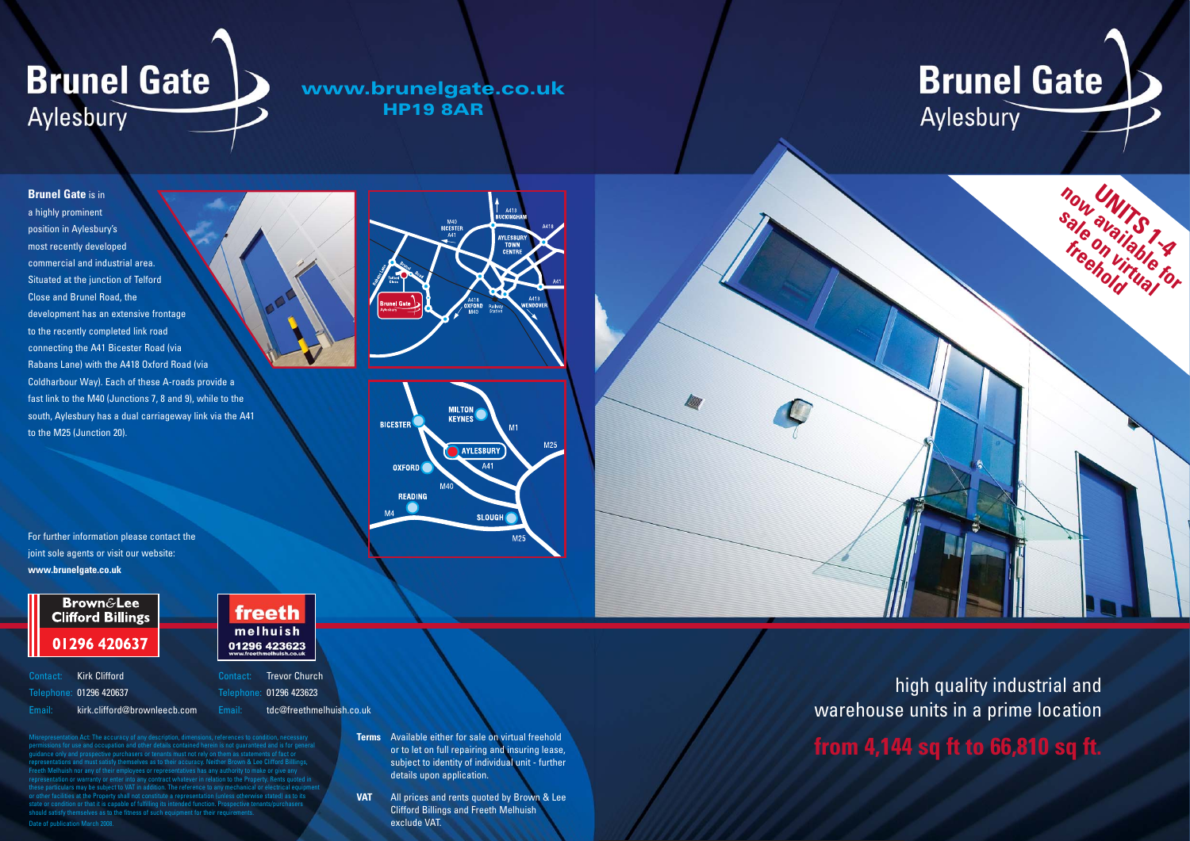# Brunel Gate
Aylesbury

**www.brunelgate.co.uk**
**HP19 8AR**

# Brunel Gate
Aylesbury

**UNITS 1-4 now available for sale on virtual freehold**

**Brunel Gate** is in a highly prominent position in Aylesbury's most recently developed commercial and industrial area. Situated at the junction of Telford Close and Brunel Road, the development has an extensive frontage to the recently completed link road connecting the A41 Bicester Road (via Rabans Lane) with the A418 Oxford Road (via Coldharbour Way). Each of these A-roads provide a fast link to the M40 (Junctions 7, 8 and 9), while to the south, Aylesbury has a dual carriageway link via the A41 to the M25 (Junction 20).

For further information please contact the joint sole agents or visit our website:
**www.brunelgate.co.uk**

**Brown&Lee Clifford Billings**
**01296 420637**

Contact: Kirk Clifford
Telephone: 01296 420637
Email: kirk.clifford@brownleecb.com

**freeth melhuish**
**01296 423623**
www.freethmelhuish.co.uk

Contact: Trevor Church
Telephone: 01296 423623
Email: tdc@freethmelhuish.co.uk

Misrepresentation Act: The accuracy of any description, dimensions, references to condition, necessary permissions for use and occupation and other details contained herein is not guaranteed and is for general guidance only and prospective purchasers or tenants must not rely on them as statements of fact or representations and must satisfy themselves as to their accuracy. Neither Brown & Lee Clifford Billings, Freeth Melhuish nor any of their employees or representatives has any authority to make or give any representation or warranty or enter into any contract whatever in relation to the Property. Rents quoted in these particulars may be subject to VAT in addition. The reference to any mechanical or electrical equipment or other facilities at the Property shall not constitute a representation (unless otherwise stated) as to its state or condition or that it is capable of fulfilling its intended function. Prospective tenants/purchasers should satisfy themselves as to the fitness of such equipment for their requirements.

Date of publication March 2008.

**Terms** Available either for sale on virtual freehold or to let on full repairing and insuring lease, subject to identity of individual unit - further details upon application.

**VAT** All prices and rents quoted by Brown & Lee Clifford Billings and Freeth Melhuish exclude VAT.

high quality industrial and warehouse units in a prime location

**from 4,144 sq ft to 66,810 sq ft.**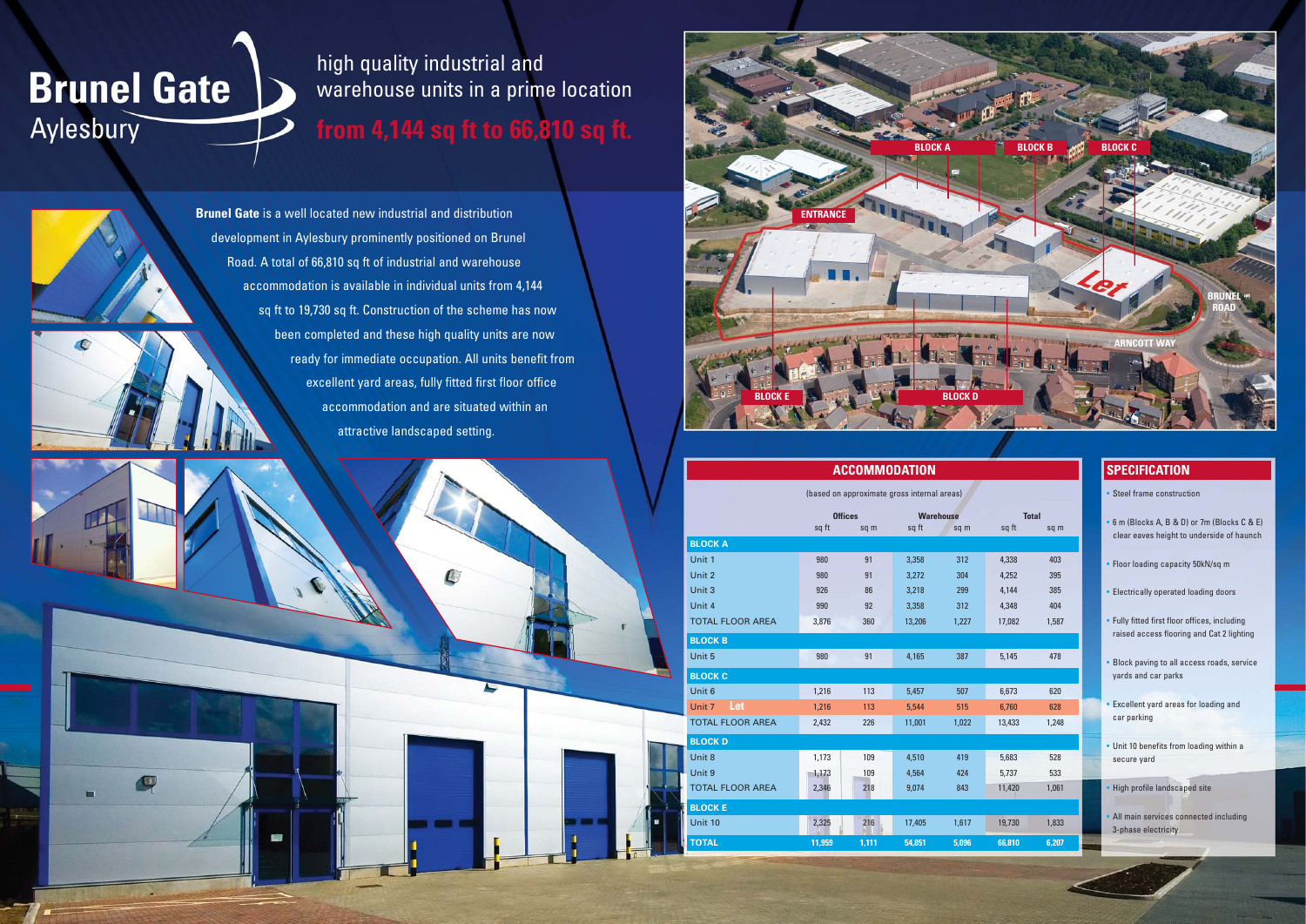# Brunel Gate
Aylesbury

high quality industrial and warehouse units in a prime location

**from 4,144 sq ft to 66,810 sq ft.**

**Brunel Gate** is a well located new industrial and distribution development in Aylesbury prominently positioned on Brunel Road. A total of 66,810 sq ft of industrial and warehouse accommodation is available in individual units from 4,144 sq ft to 19,730 sq ft. Construction of the scheme has now been completed and these high quality units are now ready for immediate occupation. All units benefit from excellent yard areas, fully fitted first floor office accommodation and are situated within an attractive landscaped setting.

BLOCK A
BLOCK B
BLOCK C
ENTRANCE
Let
BRUNEL ROAD
ARNCOTT WAY
BLOCK E
BLOCK D

## ACCOMMODATION

(based on approximate gross internal areas)

| | Offices | | Warehouse | | Total | |
|---|---|---|---|---|---|---|
| | sq ft | sq m | sq ft | sq m | sq ft | sq m |
| **BLOCK A** | | | | | | |
| Unit 1 | 980 | 91 | 3,358 | 312 | 4,338 | 403 |
| Unit 2 | 980 | 91 | 3,272 | 304 | 4,252 | 395 |
| Unit 3 | 926 | 86 | 3,218 | 299 | 4,144 | 385 |
| Unit 4 | 990 | 92 | 3,358 | 312 | 4,348 | 404 |
| TOTAL FLOOR AREA | 3,876 | 360 | 13,206 | 1,227 | 17,082 | 1,587 |
| **BLOCK B** | | | | | | |
| Unit 5 | 980 | 91 | 4,165 | 387 | 5,145 | 478 |
| **BLOCK C** | | | | | | |
| Unit 6 | 1,216 | 113 | 5,457 | 507 | 6,673 | 620 |
| Unit 7 Let | 1,216 | 113 | 5,544 | 515 | 6,760 | 628 |
| TOTAL FLOOR AREA | 2,432 | 226 | 11,001 | 1,022 | 13,433 | 1,248 |
| **BLOCK D** | | | | | | |
| Unit 8 | 1,173 | 109 | 4,510 | 419 | 5,683 | 528 |
| Unit 9 | 1,173 | 109 | 4,564 | 424 | 5,737 | 533 |
| TOTAL FLOOR AREA | 2,346 | 218 | 9,074 | 843 | 11,420 | 1,061 |
| **BLOCK E** | | | | | | |
| Unit 10 | 2,325 | 216 | 17,405 | 1,617 | 19,730 | 1,833 |
| **TOTAL** | **11,959** | **1,111** | **54,851** | **5,096** | **66,810** | **6,207** |

## SPECIFICATION

- Steel frame construction
- 6 m (Blocks A, B & D) or 7m (Blocks C & E) clear eaves height to underside of haunch
- Floor loading capacity 50kN/sq m
- Electrically operated loading doors
- Fully fitted first floor offices, including raised access flooring and Cat 2 lighting
- Block paving to all access roads, service yards and car parks
- Excellent yard areas for loading and car parking
- Unit 10 benefits from loading within a secure yard
- High profile landscaped site
- All main services connected including 3-phase electricity